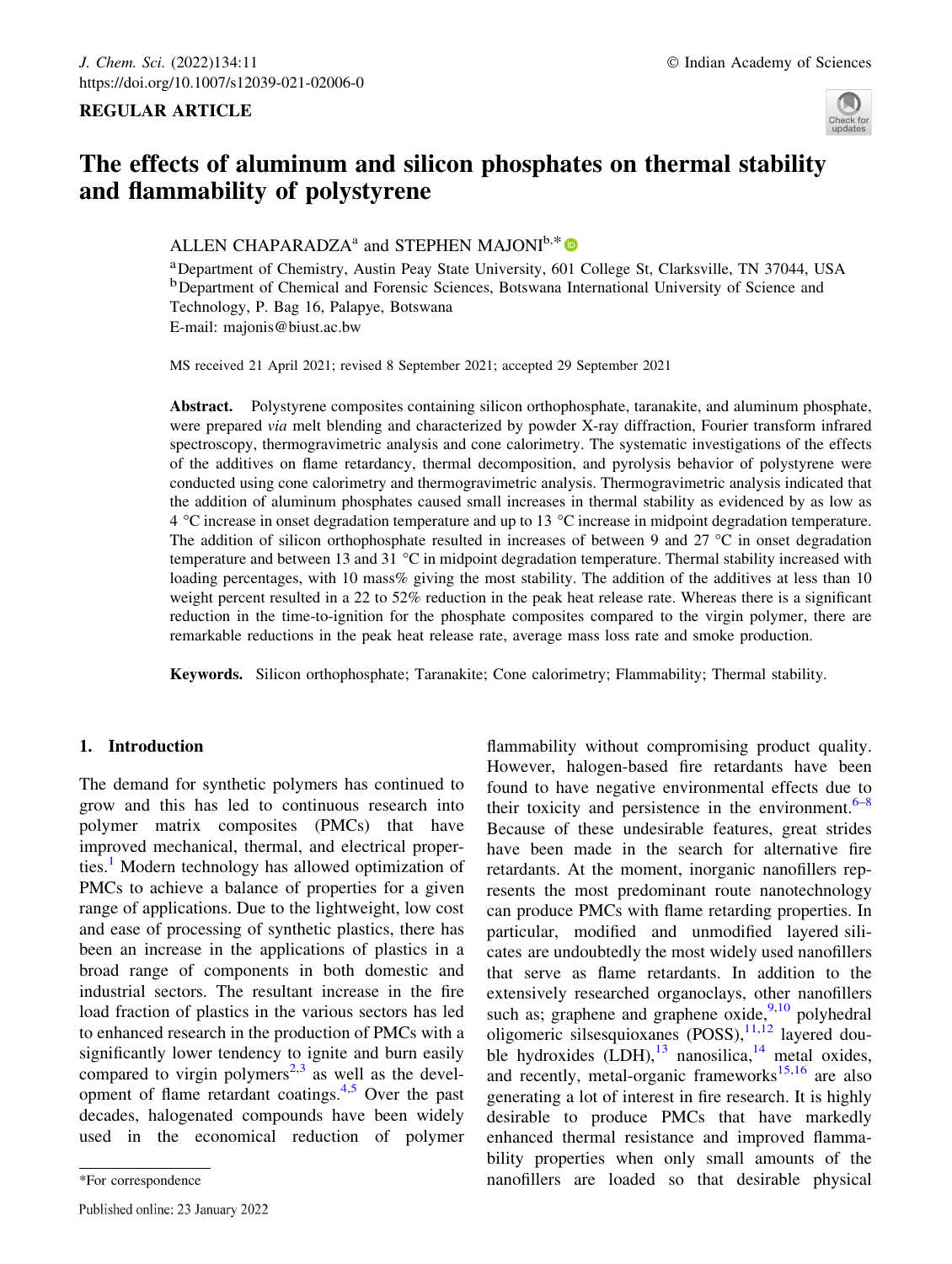REGULAR ARTICLE

# The effects of aluminum and silicon phosphates on thermal stability and flammability of polystyrene

ALLEN CHAPARADZA[a] and STEPHEN MAJONI[b,*]

[a]Department of Chemistry, Austin Peay State University, 601 College St, Clarksville, TN 37044, USA
[b]Department of Chemical and Forensic Sciences, Botswana International University of Science and Technology, P. Bag 16, Palapye, Botswana
E-mail: majonis@biust.ac.bw

MS received 21 April 2021; revised 8 September 2021; accepted 29 September 2021

**Abstract.** Polystyrene composites containing silicon orthophosphate, taranakite, and aluminum phosphate, were prepared *via* melt blending and characterized by powder X-ray diffraction, Fourier transform infrared spectroscopy, thermogravimetric analysis and cone calorimetry. The systematic investigations of the effects of the additives on flame retardancy, thermal decomposition, and pyrolysis behavior of polystyrene were conducted using cone calorimetry and thermogravimetric analysis. Thermogravimetric analysis indicated that the addition of aluminum phosphates caused small increases in thermal stability as evidenced by as low as 4 °C increase in onset degradation temperature and up to 13 °C increase in midpoint degradation temperature. The addition of silicon orthophosphate resulted in increases of between 9 and 27 °C in onset degradation temperature and between 13 and 31 °C in midpoint degradation temperature. Thermal stability increased with loading percentages, with 10 mass% giving the most stability. The addition of the additives at less than 10 weight percent resulted in a 22 to 52% reduction in the peak heat release rate. Whereas there is a significant reduction in the time-to-ignition for the phosphate composites compared to the virgin polymer, there are remarkable reductions in the peak heat release rate, average mass loss rate and smoke production.

**Keywords.** Silicon orthophosphate; Taranakite; Cone calorimetry; Flammability; Thermal stability.

## 1. Introduction

The demand for synthetic polymers has continued to grow and this has led to continuous research into polymer matrix composites (PMCs) that have improved mechanical, thermal, and electrical properties.[1] Modern technology has allowed optimization of PMCs to achieve a balance of properties for a given range of applications. Due to the lightweight, low cost and ease of processing of synthetic plastics, there has been an increase in the applications of plastics in a broad range of components in both domestic and industrial sectors. The resultant increase in the fire load fraction of plastics in the various sectors has led to enhanced research in the production of PMCs with a significantly lower tendency to ignite and burn easily compared to virgin polymers[2,3] as well as the development of flame retardant coatings.[4,5] Over the past decades, halogenated compounds have been widely used in the economical reduction of polymer flammability without compromising product quality. However, halogen-based fire retardants have been found to have negative environmental effects due to their toxicity and persistence in the environment.[6–8] Because of these undesirable features, great strides have been made in the search for alternative fire retardants. At the moment, inorganic nanofillers represents the most predominant route nanotechnology can produce PMCs with flame retarding properties. In particular, modified and unmodified layered silicates are undoubtedly the most widely used nanofillers that serve as flame retardants. In addition to the extensively researched organoclays, other nanofillers such as; graphene and graphene oxide,[9,10] polyhedral oligomeric silsesquioxanes (POSS),[11,12] layered double hydroxides (LDH),[13] nanosilica,[14] metal oxides, and recently, metal-organic frameworks[15,16] are also generating a lot of interest in fire research. It is highly desirable to produce PMCs that have markedly enhanced thermal resistance and improved flammability properties when only small amounts of the nanofillers are loaded so that desirable physical

*For correspondence

Published online: 23 January 2022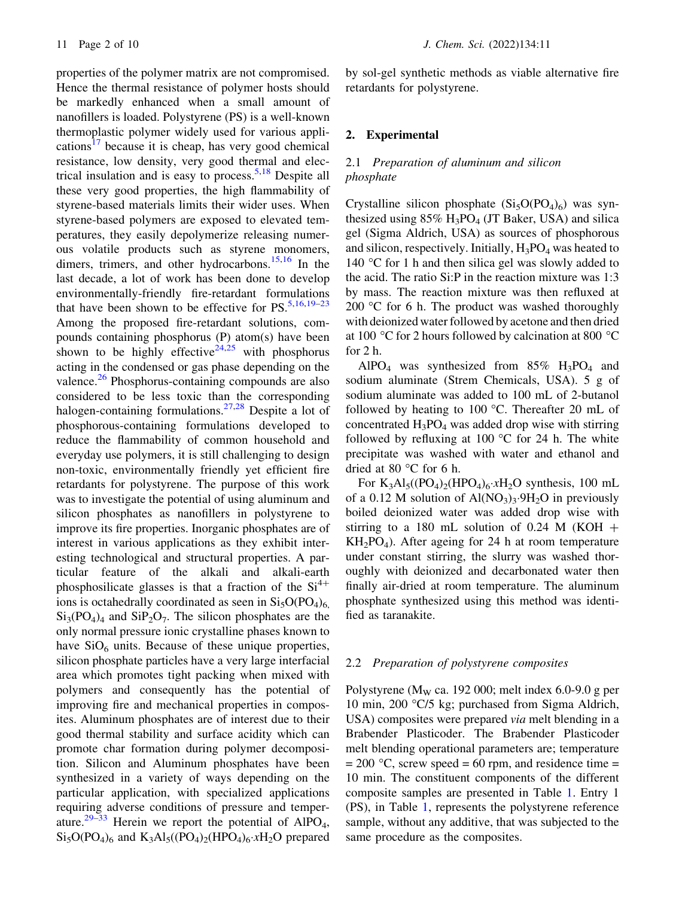properties of the polymer matrix are not compromised. Hence the thermal resistance of polymer hosts should be markedly enhanced when a small amount of nanofillers is loaded. Polystyrene (PS) is a well-known thermoplastic polymer widely used for various applications[17] because it is cheap, has very good chemical resistance, low density, very good thermal and electrical insulation and is easy to process.[5,18] Despite all these very good properties, the high flammability of styrene-based materials limits their wider uses. When styrene-based polymers are exposed to elevated temperatures, they easily depolymerize releasing numerous volatile products such as styrene monomers, dimers, trimers, and other hydrocarbons.[15,16] In the last decade, a lot of work has been done to develop environmentally-friendly fire-retardant formulations that have been shown to be effective for PS.[5,16,19–23] Among the proposed fire-retardant solutions, compounds containing phosphorus (P) atom(s) have been shown to be highly effective[24,25] with phosphorus acting in the condensed or gas phase depending on the valence.[26] Phosphorus-containing compounds are also considered to be less toxic than the corresponding halogen-containing formulations.[27,28] Despite a lot of phosphorous-containing formulations developed to reduce the flammability of common household and everyday use polymers, it is still challenging to design non-toxic, environmentally friendly yet efficient fire retardants for polystyrene. The purpose of this work was to investigate the potential of using aluminum and silicon phosphates as nanofillers in polystyrene to improve its fire properties. Inorganic phosphates are of interest in various applications as they exhibit interesting technological and structural properties. A particular feature of the alkali and alkali-earth phosphosilicate glasses is that a fraction of the $Si^{4+}$ ions is octahedrally coordinated as seen in $Si_5O(PO_4)_6$, $Si_3(PO_4)_4$ and $SiP_2O_7$. The silicon phosphates are the only normal pressure ionic crystalline phases known to have $SiO_6$ units. Because of these unique properties, silicon phosphate particles have a very large interfacial area which promotes tight packing when mixed with polymers and consequently has the potential of improving fire and mechanical properties in composites. Aluminum phosphates are of interest due to their good thermal stability and surface acidity which can promote char formation during polymer decomposition. Silicon and Aluminum phosphates have been synthesized in a variety of ways depending on the particular application, with specialized applications requiring adverse conditions of pressure and temperature.[29–33] Herein we report the potential of $AlPO_4$, $Si_5O(PO_4)_6$ and $K_3Al_5((PO_4)_2(HPO_4)_6{\cdot}xH_2O$ prepared by sol-gel synthetic methods as viable alternative fire retardants for polystyrene.

## 2. Experimental

### 2.1 *Preparation of aluminum and silicon phosphate*

Crystalline silicon phosphate ($Si_5O(PO_4)_6$) was synthesized using 85% $H_3PO_4$ (JT Baker, USA) and silica gel (Sigma Aldrich, USA) as sources of phosphorous and silicon, respectively. Initially, $H_3PO_4$ was heated to 140 °C for 1 h and then silica gel was slowly added to the acid. The ratio Si:P in the reaction mixture was 1:3 by mass. The reaction mixture was then refluxed at 200 °C for 6 h. The product was washed thoroughly with deionized water followed by acetone and then dried at 100 °C for 2 hours followed by calcination at 800 °C for 2 h.

$AlPO_4$ was synthesized from 85% $H_3PO_4$ and sodium aluminate (Strem Chemicals, USA). 5 g of sodium aluminate was added to 100 mL of 2-butanol followed by heating to 100 °C. Thereafter 20 mL of concentrated $H_3PO_4$ was added drop wise with stirring followed by refluxing at 100 °C for 24 h. The white precipitate was washed with water and ethanol and dried at 80 °C for 6 h.

For $K_3Al_5((PO_4)_2(HPO_4)_6{\cdot}xH_2O$ synthesis, 100 mL of a 0.12 M solution of $Al(NO_3)_3{\cdot}9H_2O$ in previously boiled deionized water was added drop wise with stirring to a 180 mL solution of 0.24 M (KOH + $KH_2PO_4$). After ageing for 24 h at room temperature under constant stirring, the slurry was washed thoroughly with deionized and decarbonated water then finally air-dried at room temperature. The aluminum phosphate synthesized using this method was identified as taranakite.

### 2.2 *Preparation of polystyrene composites*

Polystyrene ($M_W$ ca. 192 000; melt index 6.0-9.0 g per 10 min, 200 °C/5 kg; purchased from Sigma Aldrich, USA) composites were prepared *via* melt blending in a Brabender Plasticoder. The Brabender Plasticoder melt blending operational parameters are; temperature = 200 °C, screw speed = 60 rpm, and residence time = 10 min. The constituent components of the different composite samples are presented in Table 1. Entry 1 (PS), in Table 1, represents the polystyrene reference sample, without any additive, that was subjected to the same procedure as the composites.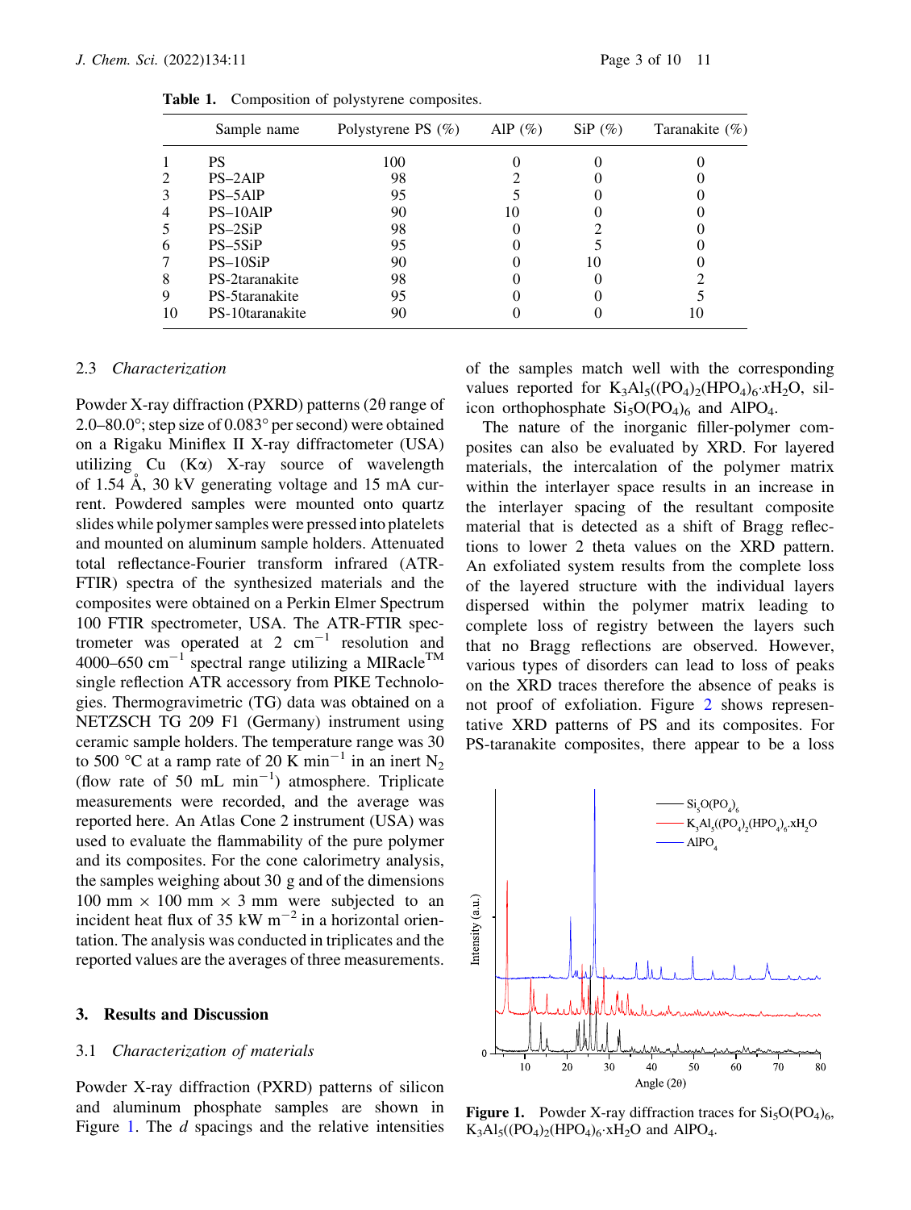**Table 1.** Composition of polystyrene composites.

| | Sample name | Polystyrene PS (%) | AlP (%) | SiP (%) | Taranakite (%) |
|---|---|---|---|---|---|
| 1 | PS | 100 | 0 | 0 | 0 |
| 2 | PS–2AlP | 98 | 2 | 0 | 0 |
| 3 | PS–5AlP | 95 | 5 | 0 | 0 |
| 4 | PS–10AlP | 90 | 10 | 0 | 0 |
| 5 | PS–2SiP | 98 | 0 | 2 | 0 |
| 6 | PS–5SiP | 95 | 0 | 5 | 0 |
| 7 | PS–10SiP | 90 | 0 | 10 | 0 |
| 8 | PS-2taranakite | 98 | 0 | 0 | 2 |
| 9 | PS-5taranakite | 95 | 0 | 0 | 5 |
| 10 | PS-10taranakite | 90 | 0 | 0 | 10 |

### 2.3 *Characterization*

Powder X-ray diffraction (PXRD) patterns (2θ range of 2.0–80.0°; step size of 0.083° per second) were obtained on a Rigaku Miniflex II X-ray diffractometer (USA) utilizing Cu (Kα) X-ray source of wavelength of 1.54 Å, 30 kV generating voltage and 15 mA current. Powdered samples were mounted onto quartz slides while polymer samples were pressed into platelets and mounted on aluminum sample holders. Attenuated total reflectance-Fourier transform infrared (ATR-FTIR) spectra of the synthesized materials and the composites were obtained on a Perkin Elmer Spectrum 100 FTIR spectrometer, USA. The ATR-FTIR spectrometer was operated at 2 $cm^{-1}$ resolution and 4000–650 $cm^{-1}$ spectral range utilizing a MIRacle™ single reflection ATR accessory from PIKE Technologies. Thermogravimetric (TG) data was obtained on a NETZSCH TG 209 F1 (Germany) instrument using ceramic sample holders. The temperature range was 30 to 500 °C at a ramp rate of 20 K $min^{-1}$ in an inert $N_2$ (flow rate of 50 mL $min^{-1}$) atmosphere. Triplicate measurements were recorded, and the average was reported here. An Atlas Cone 2 instrument (USA) was used to evaluate the flammability of the pure polymer and its composites. For the cone calorimetry analysis, the samples weighing about 30 g and of the dimensions 100 mm × 100 mm × 3 mm were subjected to an incident heat flux of 35 kW $m^{-2}$ in a horizontal orientation. The analysis was conducted in triplicates and the reported values are the averages of three measurements.

## 3. Results and Discussion

### 3.1 *Characterization of materials*

Powder X-ray diffraction (PXRD) patterns of silicon and aluminum phosphate samples are shown in Figure 1. The *d* spacings and the relative intensities of the samples match well with the corresponding values reported for $K_3Al_5((PO_4)_2(HPO_4)_6{\cdot}xH_2O$, silicon orthophosphate $Si_5O(PO_4)_6$ and $AlPO_4$.

The nature of the inorganic filler-polymer composites can also be evaluated by XRD. For layered materials, the intercalation of the polymer matrix within the interlayer space results in an increase in the interlayer spacing of the resultant composite material that is detected as a shift of Bragg reflections to lower 2 theta values on the XRD pattern. An exfoliated system results from the complete loss of the layered structure with the individual layers dispersed within the polymer matrix leading to complete loss of registry between the layers such that no Bragg reflections are observed. However, various types of disorders can lead to loss of peaks on the XRD traces therefore the absence of peaks is not proof of exfoliation. Figure 2 shows representative XRD patterns of PS and its composites. For PS-taranakite composites, there appear to be a loss

**Figure 1.** Powder X-ray diffraction traces for $Si_5O(PO_4)_6$, $K_3Al_5((PO_4)_2(HPO_4)_6{\cdot}xH_2O$ and $AlPO_4$.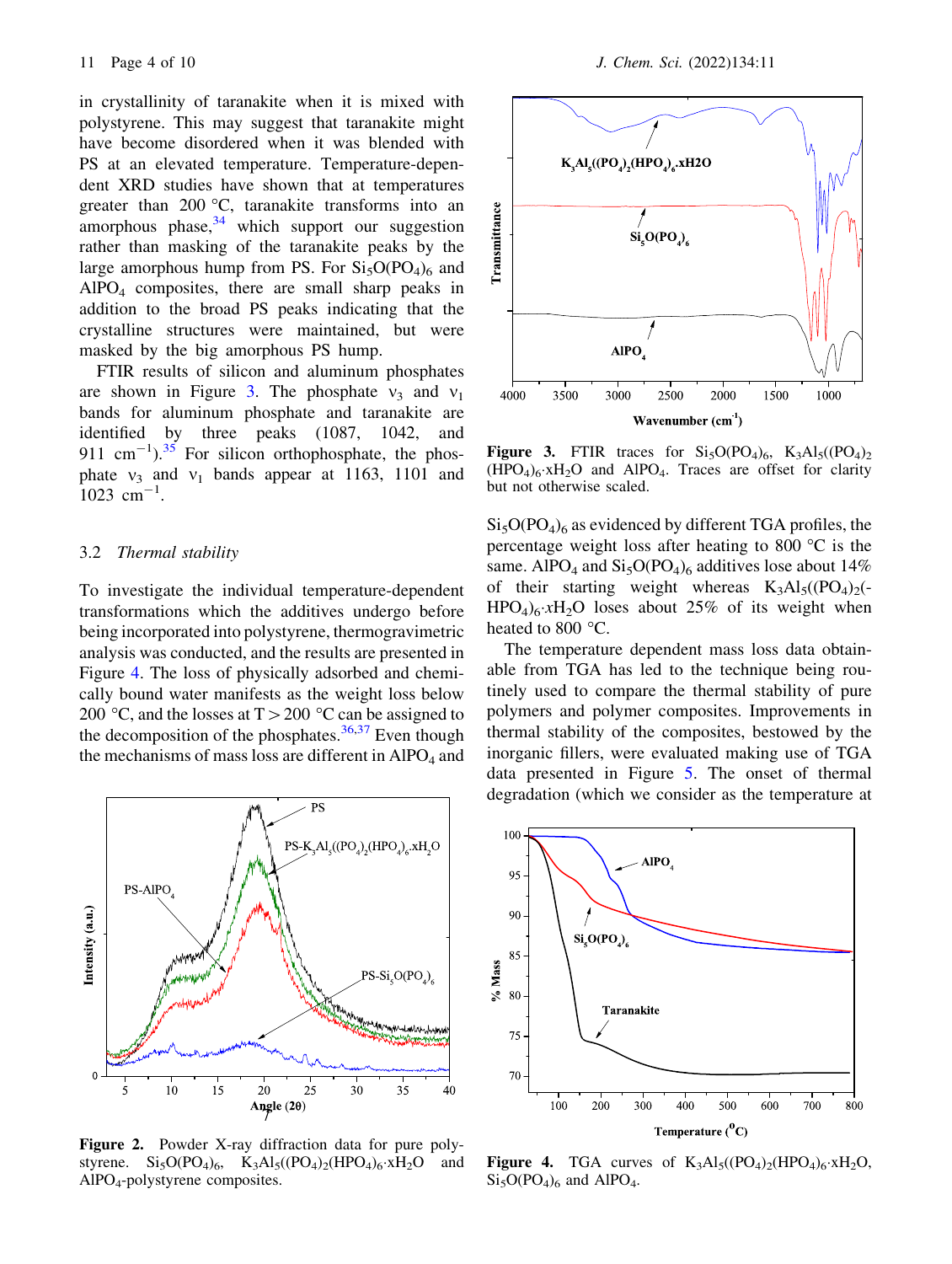in crystallinity of taranakite when it is mixed with polystyrene. This may suggest that taranakite might have become disordered when it was blended with PS at an elevated temperature. Temperature-dependent XRD studies have shown that at temperatures greater than 200 °C, taranakite transforms into an amorphous phase,[34] which support our suggestion rather than masking of the taranakite peaks by the large amorphous hump from PS. For $Si_5O(PO_4)_6$ and $AlPO_4$ composites, there are small sharp peaks in addition to the broad PS peaks indicating that the crystalline structures were maintained, but were masked by the big amorphous PS hump.

FTIR results of silicon and aluminum phosphates are shown in Figure 3. The phosphate $\nu_3$ and $\nu_1$ bands for aluminum phosphate and taranakite are identified by three peaks (1087, 1042, and 911 $cm^{-1}$).[35] For silicon orthophosphate, the phosphate $\nu_3$ and $\nu_1$ bands appear at 1163, 1101 and 1023 $cm^{-1}$.

### 3.2 *Thermal stability*

To investigate the individual temperature-dependent transformations which the additives undergo before being incorporated into polystyrene, thermogravimetric analysis was conducted, and the results are presented in Figure 4. The loss of physically adsorbed and chemically bound water manifests as the weight loss below 200 °C, and the losses at T > 200 °C can be assigned to the decomposition of the phosphates.[36,37] Even though the mechanisms of mass loss are different in $AlPO_4$ and $Si_5O(PO_4)_6$ as evidenced by different TGA profiles, the percentage weight loss after heating to 800 °C is the same. $AlPO_4$ and $Si_5O(PO_4)_6$ additives lose about 14% of their starting weight whereas $K_3Al_5((PO_4)_2(HPO_4)_6 \cdot xH_2O$ loses about 25% of its weight when heated to 800 °C.

The temperature dependent mass loss data obtainable from TGA has led to the technique being routinely used to compare the thermal stability of pure polymers and polymer composites. Improvements in thermal stability of the composites, bestowed by the inorganic fillers, were evaluated making use of TGA data presented in Figure 5. The onset of thermal degradation (which we consider as the temperature at

**Figure 2.** Powder X-ray diffraction data for pure polystyrene. $Si_5O(PO_4)_6$, $K_3Al_5((PO_4)_2(HPO_4)_6 \cdot xH_2O$ and $AlPO_4$-polystyrene composites.

**Figure 3.** FTIR traces for $Si_5O(PO_4)_6$, $K_3Al_5((PO_4)_2(HPO_4)_6 \cdot xH_2O$ and $AlPO_4$. Traces are offset for clarity but not otherwise scaled.

**Figure 4.** TGA curves of $K_3Al_5((PO_4)_2(HPO_4)_6 \cdot xH_2O$, $Si_5O(PO_4)_6$ and $AlPO_4$.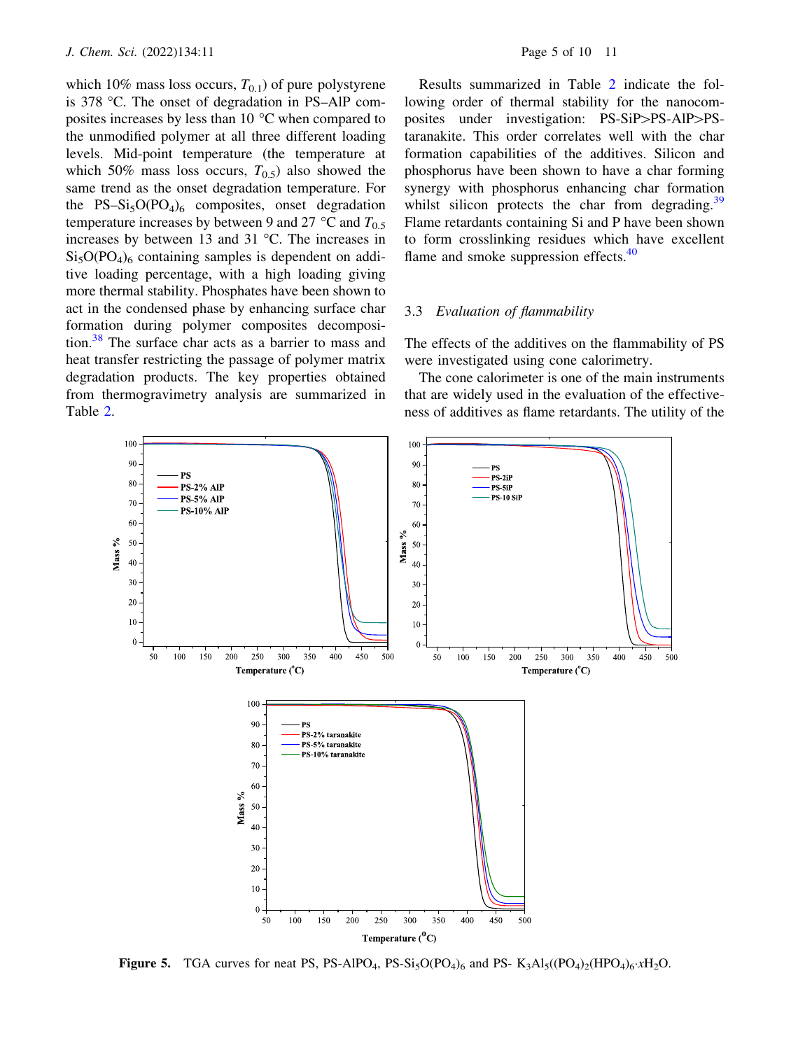which 10% mass loss occurs, $T_{0.1}$) of pure polystyrene is 378 °C. The onset of degradation in PS–AlP composites increases by less than 10 °C when compared to the unmodified polymer at all three different loading levels. Mid-point temperature (the temperature at which 50% mass loss occurs, $T_{0.5}$) also showed the same trend as the onset degradation temperature. For the PS–$Si_5O(PO_4)_6$ composites, onset degradation temperature increases by between 9 and 27 °C and $T_{0.5}$ increases by between 13 and 31 °C. The increases in $Si_5O(PO_4)_6$ containing samples is dependent on additive loading percentage, with a high loading giving more thermal stability. Phosphates have been shown to act in the condensed phase by enhancing surface char formation during polymer composites decomposition.[38] The surface char acts as a barrier to mass and heat transfer restricting the passage of polymer matrix degradation products. The key properties obtained from thermogravimetry analysis are summarized in Table 2.

Results summarized in Table 2 indicate the following order of thermal stability for the nanocomposites under investigation: PS-SiP>PS-AlP>PS-taranakite. This order correlates well with the char formation capabilities of the additives. Silicon and phosphorus have been shown to have a char forming synergy with phosphorus enhancing char formation whilst silicon protects the char from degrading.[39] Flame retardants containing Si and P have been shown to form crosslinking residues which have excellent flame and smoke suppression effects.[40]

### 3.3 *Evaluation of flammability*

The effects of the additives on the flammability of PS were investigated using cone calorimetry.

The cone calorimeter is one of the main instruments that are widely used in the evaluation of the effectiveness of additives as flame retardants. The utility of the

**Figure 5.** TGA curves for neat PS, PS-$AlPO_4$, PS-$Si_5O(PO_4)_6$ and PS- $K_3Al_5((PO_4)_2(HPO_4)_6{\cdot}xH_2O$.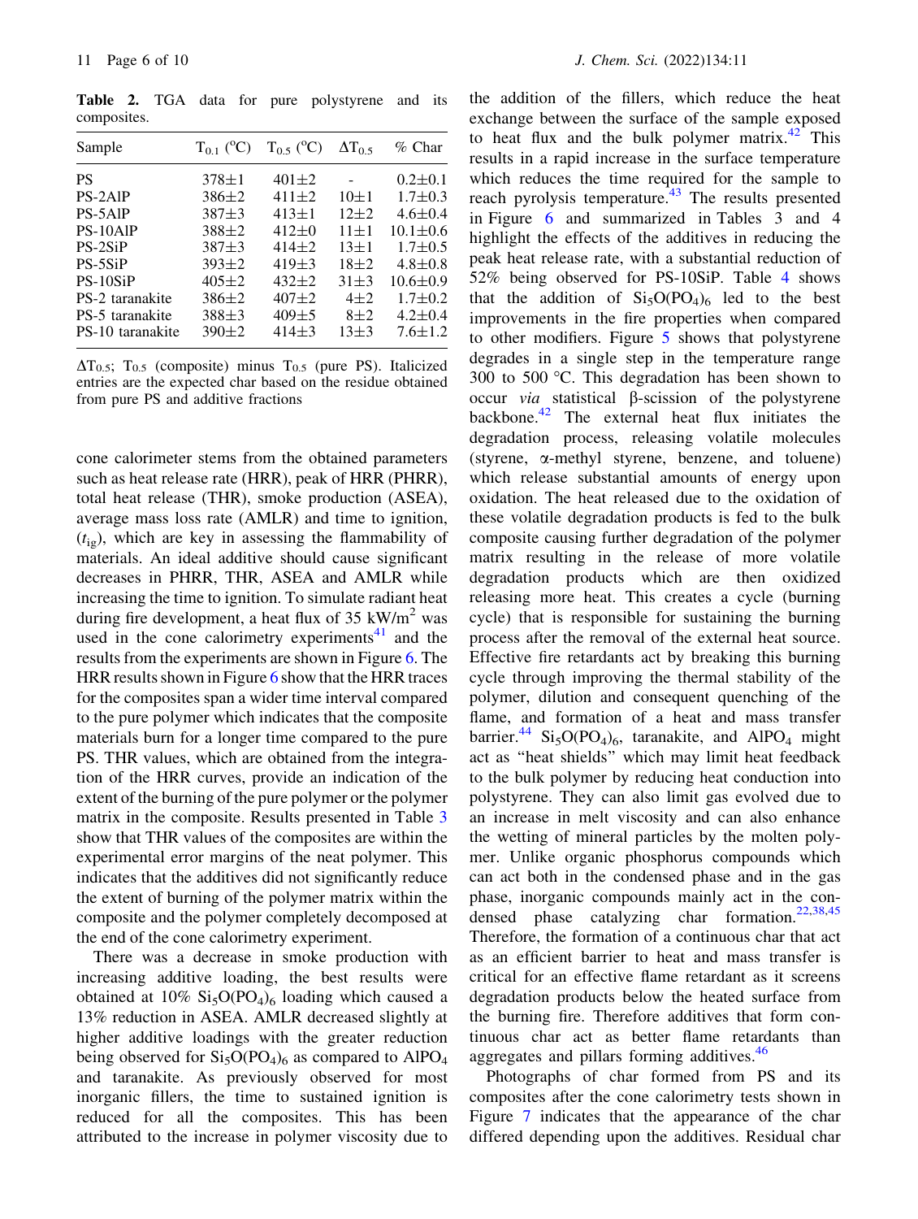**Table 2.** TGA data for pure polystyrene and its composites.

| Sample | $T_{0.1}$ (°C) | $T_{0.5}$ (°C) | $\Delta T_{0.5}$ | % Char |
|---|---|---|---|---|
| PS | 378±1 | 401±2 | - | 0.2±0.1 |
| PS-2AlP | 386±2 | 411±2 | 10±1 | 1.7±0.3 |
| PS-5AlP | 387±3 | 413±1 | 12±2 | 4.6±0.4 |
| PS-10AlP | 388±2 | 412±0 | 11±1 | 10.1±0.6 |
| PS-2SiP | 387±3 | 414±2 | 13±1 | 1.7±0.5 |
| PS-5SiP | 393±2 | 419±3 | 18±2 | 4.8±0.8 |
| PS-10SiP | 405±2 | 432±2 | 31±3 | 10.6±0.9 |
| PS-2 taranakite | 386±2 | 407±2 | 4±2 | 1.7±0.2 |
| PS-5 taranakite | 388±3 | 409±5 | 8±2 | 4.2±0.4 |
| PS-10 taranakite | 390±2 | 414±3 | 13±3 | 7.6±1.2 |

$\Delta T_{0.5}$; $T_{0.5}$ (composite) minus $T_{0.5}$ (pure PS). Italicized entries are the expected char based on the residue obtained from pure PS and additive fractions

cone calorimeter stems from the obtained parameters such as heat release rate (HRR), peak of HRR (PHRR), total heat release (THR), smoke production (ASEA), average mass loss rate (AMLR) and time to ignition, ($t_{ig}$), which are key in assessing the flammability of materials. An ideal additive should cause significant decreases in PHRR, THR, ASEA and AMLR while increasing the time to ignition. To simulate radiant heat during fire development, a heat flux of 35 kW/m$^2$ was used in the cone calorimetry experiments[41] and the results from the experiments are shown in Figure 6. The HRR results shown in Figure 6 show that the HRR traces for the composites span a wider time interval compared to the pure polymer which indicates that the composite materials burn for a longer time compared to the pure PS. THR values, which are obtained from the integration of the HRR curves, provide an indication of the extent of the burning of the pure polymer or the polymer matrix in the composite. Results presented in Table 3 show that THR values of the composites are within the experimental error margins of the neat polymer. This indicates that the additives did not significantly reduce the extent of burning of the polymer matrix within the composite and the polymer completely decomposed at the end of the cone calorimetry experiment.

There was a decrease in smoke production with increasing additive loading, the best results were obtained at 10% $Si_5O(PO_4)_6$ loading which caused a 13% reduction in ASEA. AMLR decreased slightly at higher additive loadings with the greater reduction being observed for $Si_5O(PO_4)_6$ as compared to $AlPO_4$ and taranakite. As previously observed for most inorganic fillers, the time to sustained ignition is reduced for all the composites. This has been attributed to the increase in polymer viscosity due to the addition of the fillers, which reduce the heat exchange between the surface of the sample exposed to heat flux and the bulk polymer matrix.[42] This results in a rapid increase in the surface temperature which reduces the time required for the sample to reach pyrolysis temperature.[43] The results presented in Figure 6 and summarized in Tables 3 and 4 highlight the effects of the additives in reducing the peak heat release rate, with a substantial reduction of 52% being observed for PS-10SiP. Table 4 shows that the addition of $Si_5O(PO_4)_6$ led to the best improvements in the fire properties when compared to other modifiers. Figure 5 shows that polystyrene degrades in a single step in the temperature range 300 to 500 °C. This degradation has been shown to occur *via* statistical β-scission of the polystyrene backbone.[42] The external heat flux initiates the degradation process, releasing volatile molecules (styrene, α-methyl styrene, benzene, and toluene) which release substantial amounts of energy upon oxidation. The heat released due to the oxidation of these volatile degradation products is fed to the bulk composite causing further degradation of the polymer matrix resulting in the release of more volatile degradation products which are then oxidized releasing more heat. This creates a cycle (burning cycle) that is responsible for sustaining the burning process after the removal of the external heat source. Effective fire retardants act by breaking this burning cycle through improving the thermal stability of the polymer, dilution and consequent quenching of the flame, and formation of a heat and mass transfer barrier.[44] $Si_5O(PO_4)_6$, taranakite, and $AlPO_4$ might act as "heat shields" which may limit heat feedback to the bulk polymer by reducing heat conduction into polystyrene. They can also limit gas evolved due to an increase in melt viscosity and can also enhance the wetting of mineral particles by the molten polymer. Unlike organic phosphorus compounds which can act both in the condensed phase and in the gas phase, inorganic compounds mainly act in the condensed phase catalyzing char formation.[22,38,45] Therefore, the formation of a continuous char that act as an efficient barrier to heat and mass transfer is critical for an effective flame retardant as it screens degradation products below the heated surface from the burning fire. Therefore additives that form continuous char act as better flame retardants than aggregates and pillars forming additives.[46]

Photographs of char formed from PS and its composites after the cone calorimetry tests shown in Figure 7 indicates that the appearance of the char differed depending upon the additives. Residual char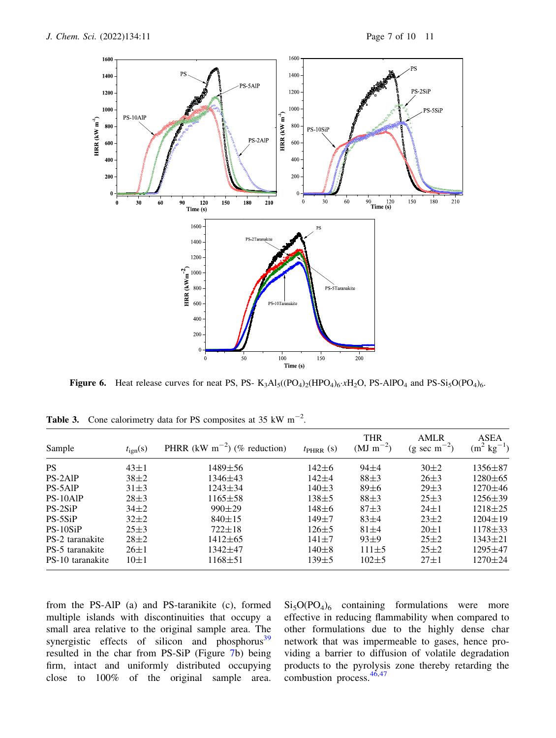**Figure 6.** Heat release curves for neat PS, PS- $K_3Al_5((PO_4)_2(HPO_4)_6{\cdot}xH_2O$, PS-$AlPO_4$ and PS-$Si_5O(PO_4)_6$.

**Table 3.** Cone calorimetry data for PS composites at 35 kW $m^{-2}$.

| Sample | $t_{ign}$(s) | PHRR (kW $m^{-2}$) (% reduction) | $t_{PHRR}$ (s) | THR (MJ $m^{-2}$) | AMLR (g sec $m^{-2}$) | ASEA ($m^2$ $kg^{-1}$) |
|---|---|---|---|---|---|---|
| PS | 43±1 | 1489±56 | 142±6 | 94±4 | 30±2 | 1356±87 |
| PS-2AlP | 38±2 | 1346±43 | 142±4 | 88±3 | 26±3 | 1280±65 |
| PS-5AlP | 31±3 | 1243±34 | 140±3 | 89±6 | 29±3 | 1270±46 |
| PS-10AlP | 28±3 | 1165±58 | 138±5 | 88±3 | 25±3 | 1256±39 |
| PS-2SiP | 34±2 | 990±29 | 148±6 | 87±3 | 24±1 | 1218±25 |
| PS-5SiP | 32±2 | 840±15 | 149±7 | 83±4 | 23±2 | 1204±19 |
| PS-10SiP | 25±3 | 722±18 | 126±5 | 81±4 | 20±1 | 1178±33 |
| PS-2 taranakite | 28±2 | 1412±65 | 141±7 | 93±9 | 25±2 | 1343±21 |
| PS-5 taranakite | 26±1 | 1342±47 | 140±8 | 111±5 | 25±2 | 1295±47 |
| PS-10 taranakite | 10±1 | 1168±51 | 139±5 | 102±5 | 27±1 | 1270±24 |

from the PS-AlP (a) and PS-taranikite (c), formed multiple islands with discontinuities that occupy a small area relative to the original sample area. The synergistic effects of silicon and phosphorus[39] resulted in the char from PS-SiP (Figure 7b) being firm, intact and uniformly distributed occupying close to 100% of the original sample area. $Si_5O(PO_4)_6$ containing formulations were more effective in reducing flammability when compared to other formulations due to the highly dense char network that was impermeable to gases, hence providing a barrier to diffusion of volatile degradation products to the pyrolysis zone thereby retarding the combustion process.[46,47]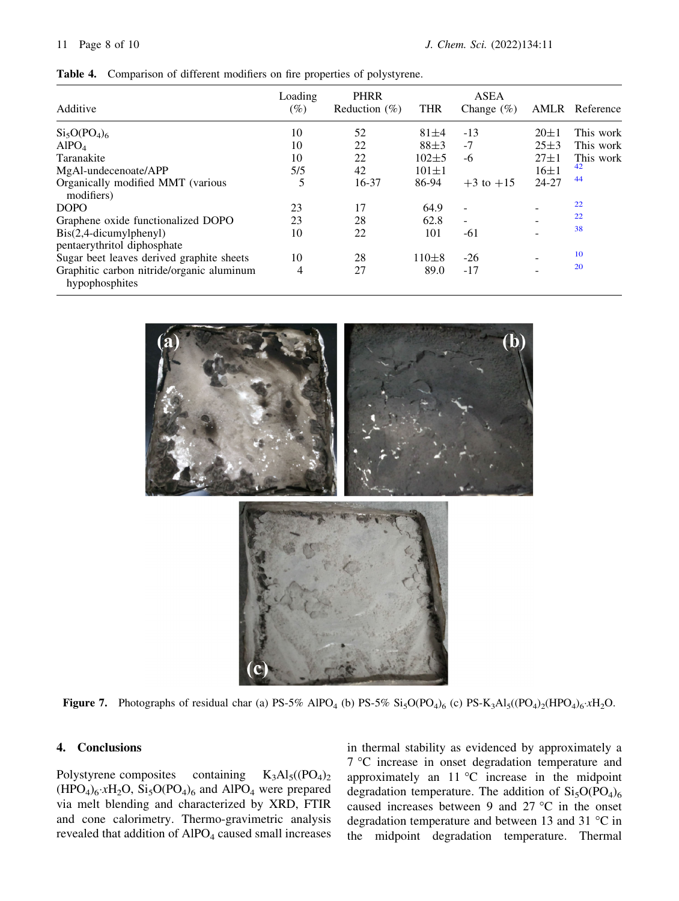**Table 4.** Comparison of different modifiers on fire properties of polystyrene.

| Additive | Loading (%) | PHRR Reduction (%) | THR | ASEA Change (%) | AMLR | Reference |
|---|---|---|---|---|---|---|
| $Si_5O(PO_4)_6$ | 10 | 52 | 81±4 | -13 | 20±1 | This work |
| $AlPO_4$ | 10 | 22 | 88±3 | -7 | 25±3 | This work |
| Taranakite | 10 | 22 | 102±5 | -6 | 27±1 | This work |
| MgAl-undecenoate/APP | 5/5 | 42 | 101±1 | | 16±1 | [42] |
| Organically modified MMT (various modifiers) | 5 | 16-37 | 86-94 | +3 to +15 | 24-27 | [44] |
| DOPO | 23 | 17 | 64.9 | - | - | [22] |
| Graphene oxide functionalized DOPO | 23 | 28 | 62.8 | - | - | [22] |
| Bis(2,4-dicumylphenyl) pentaerythritol diphosphate | 10 | 22 | 101 | -61 | - | [38] |
| Sugar beet leaves derived graphite sheets | 10 | 28 | 110±8 | -26 | - | [10] |
| Graphitic carbon nitride/organic aluminum hypophosphites | 4 | 27 | 89.0 | -17 | - | [20] |

**Figure 7.** Photographs of residual char (a) PS-5% $AlPO_4$ (b) PS-5% $Si_5O(PO_4)_6$ (c) PS-$K_3Al_5((PO_4)_2(HPO_4)_6{\cdot}xH_2O$.

## 4. Conclusions

Polystyrene composites containing $K_3Al_5((PO_4)_2(HPO_4)_6{\cdot}xH_2O$, $Si_5O(PO_4)_6$ and $AlPO_4$ were prepared via melt blending and characterized by XRD, FTIR and cone calorimetry. Thermo-gravimetric analysis revealed that addition of $AlPO_4$ caused small increases in thermal stability as evidenced by approximately a 7 °C increase in onset degradation temperature and approximately an 11 °C increase in the midpoint degradation temperature. The addition of $Si_5O(PO_4)_6$ caused increases between 9 and 27 °C in the onset degradation temperature and between 13 and 31 °C in the midpoint degradation temperature. Thermal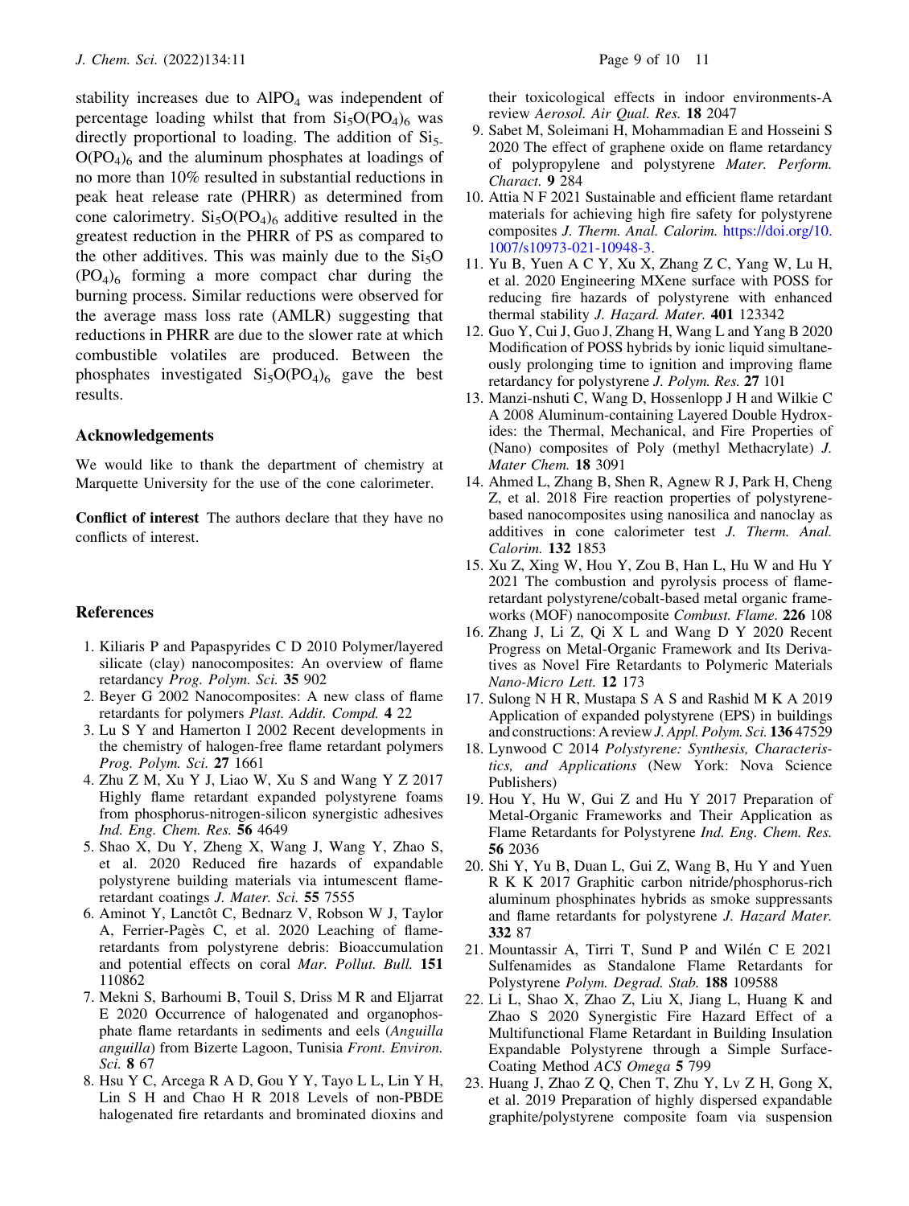stability increases due to $AlPO_4$ was independent of percentage loading whilst that from $Si_5O(PO_4)_6$ was directly proportional to loading. The addition of $Si_5O(PO_4)_6$ and the aluminum phosphates at loadings of no more than 10% resulted in substantial reductions in peak heat release rate (PHRR) as determined from cone calorimetry. $Si_5O(PO_4)_6$ additive resulted in the greatest reduction in the PHRR of PS as compared to the other additives. This was mainly due to the $Si_5O(PO_4)_6$ forming a more compact char during the burning process. Similar reductions were observed for the average mass loss rate (AMLR) suggesting that reductions in PHRR are due to the slower rate at which combustible volatiles are produced. Between the phosphates investigated $Si_5O(PO_4)_6$ gave the best results.

## Acknowledgements

We would like to thank the department of chemistry at Marquette University for the use of the cone calorimeter.

**Conflict of interest** The authors declare that they have no conflicts of interest.

## References

1. Kiliaris P and Papaspyrides C D 2010 Polymer/layered silicate (clay) nanocomposites: An overview of flame retardancy *Prog. Polym. Sci.* **35** 902
2. Beyer G 2002 Nanocomposites: A new class of flame retardants for polymers *Plast. Addit. Compd.* **4** 22
3. Lu S Y and Hamerton I 2002 Recent developments in the chemistry of halogen-free flame retardant polymers *Prog. Polym. Sci.* **27** 1661
4. Zhu Z M, Xu Y J, Liao W, Xu S and Wang Y Z 2017 Highly flame retardant expanded polystyrene foams from phosphorus-nitrogen-silicon synergistic adhesives *Ind. Eng. Chem. Res.* **56** 4649
5. Shao X, Du Y, Zheng X, Wang J, Wang Y, Zhao S, et al. 2020 Reduced fire hazards of expandable polystyrene building materials via intumescent flame-retardant coatings *J. Mater. Sci.* **55** 7555
6. Aminot Y, Lanctôt C, Bednarz V, Robson W J, Taylor A, Ferrier-Pagès C, et al. 2020 Leaching of flame-retardants from polystyrene debris: Bioaccumulation and potential effects on coral *Mar. Pollut. Bull.* **151** 110862
7. Mekni S, Barhoumi B, Touil S, Driss M R and Eljarrat E 2020 Occurrence of halogenated and organophosphate flame retardants in sediments and eels (*Anguilla anguilla*) from Bizerte Lagoon, Tunisia *Front. Environ. Sci.* **8** 67
8. Hsu Y C, Arcega R A D, Gou Y Y, Tayo L L, Lin Y H, Lin S H and Chao H R 2018 Levels of non-PBDE halogenated fire retardants and brominated dioxins and their toxicological effects in indoor environments-A review *Aerosol. Air Qual. Res.* **18** 2047
9. Sabet M, Soleimani H, Mohammadian E and Hosseini S 2020 The effect of graphene oxide on flame retardancy of polypropylene and polystyrene *Mater. Perform. Charact.* **9** 284
10. Attia N F 2021 Sustainable and efficient flame retardant materials for achieving high fire safety for polystyrene composites *J. Therm. Anal. Calorim.* https://doi.org/10.1007/s10973-021-10948-3.
11. Yu B, Yuen A C Y, Xu X, Zhang Z C, Yang W, Lu H, et al. 2020 Engineering MXene surface with POSS for reducing fire hazards of polystyrene with enhanced thermal stability *J. Hazard. Mater.* **401** 123342
12. Guo Y, Cui J, Guo J, Zhang H, Wang L and Yang B 2020 Modification of POSS hybrids by ionic liquid simultaneously prolonging time to ignition and improving flame retardancy for polystyrene *J. Polym. Res.* **27** 101
13. Manzi-nshuti C, Wang D, Hossenlopp J H and Wilkie C A 2008 Aluminum-containing Layered Double Hydroxides: the Thermal, Mechanical, and Fire Properties of (Nano) composites of Poly (methyl Methacrylate) *J. Mater Chem.* **18** 3091
14. Ahmed L, Zhang B, Shen R, Agnew R J, Park H, Cheng Z, et al. 2018 Fire reaction properties of polystyrene-based nanocomposites using nanosilica and nanoclay as additives in cone calorimeter test *J. Therm. Anal. Calorim.* **132** 1853
15. Xu Z, Xing W, Hou Y, Zou B, Han L, Hu W and Hu Y 2021 The combustion and pyrolysis process of flame-retardant polystyrene/cobalt-based metal organic frameworks (MOF) nanocomposite *Combust. Flame.* **226** 108
16. Zhang J, Li Z, Qi X L and Wang D Y 2020 Recent Progress on Metal-Organic Framework and Its Derivatives as Novel Fire Retardants to Polymeric Materials *Nano-Micro Lett.* **12** 173
17. Sulong N H R, Mustapa S A S and Rashid M K A 2019 Application of expanded polystyrene (EPS) in buildings and constructions: A review *J. Appl. Polym. Sci.* **136** 47529
18. Lynwood C 2014 *Polystyrene: Synthesis, Characteristics, and Applications* (New York: Nova Science Publishers)
19. Hou Y, Hu W, Gui Z and Hu Y 2017 Preparation of Metal-Organic Frameworks and Their Application as Flame Retardants for Polystyrene *Ind. Eng. Chem. Res.* **56** 2036
20. Shi Y, Yu B, Duan L, Gui Z, Wang B, Hu Y and Yuen R K K 2017 Graphitic carbon nitride/phosphorus-rich aluminum phosphinates hybrids as smoke suppressants and flame retardants for polystyrene *J. Hazard Mater.* **332** 87
21. Mountassir A, Tirri T, Sund P and Wilén C E 2021 Sulfenamides as Standalone Flame Retardants for Polystyrene *Polym. Degrad. Stab.* **188** 109588
22. Li L, Shao X, Zhao Z, Liu X, Jiang L, Huang K and Zhao S 2020 Synergistic Fire Hazard Effect of a Multifunctional Flame Retardant in Building Insulation Expandable Polystyrene through a Simple Surface-Coating Method *ACS Omega* **5** 799
23. Huang J, Zhao Z Q, Chen T, Zhu Y, Lv Z H, Gong X, et al. 2019 Preparation of highly dispersed expandable graphite/polystyrene composite foam via suspension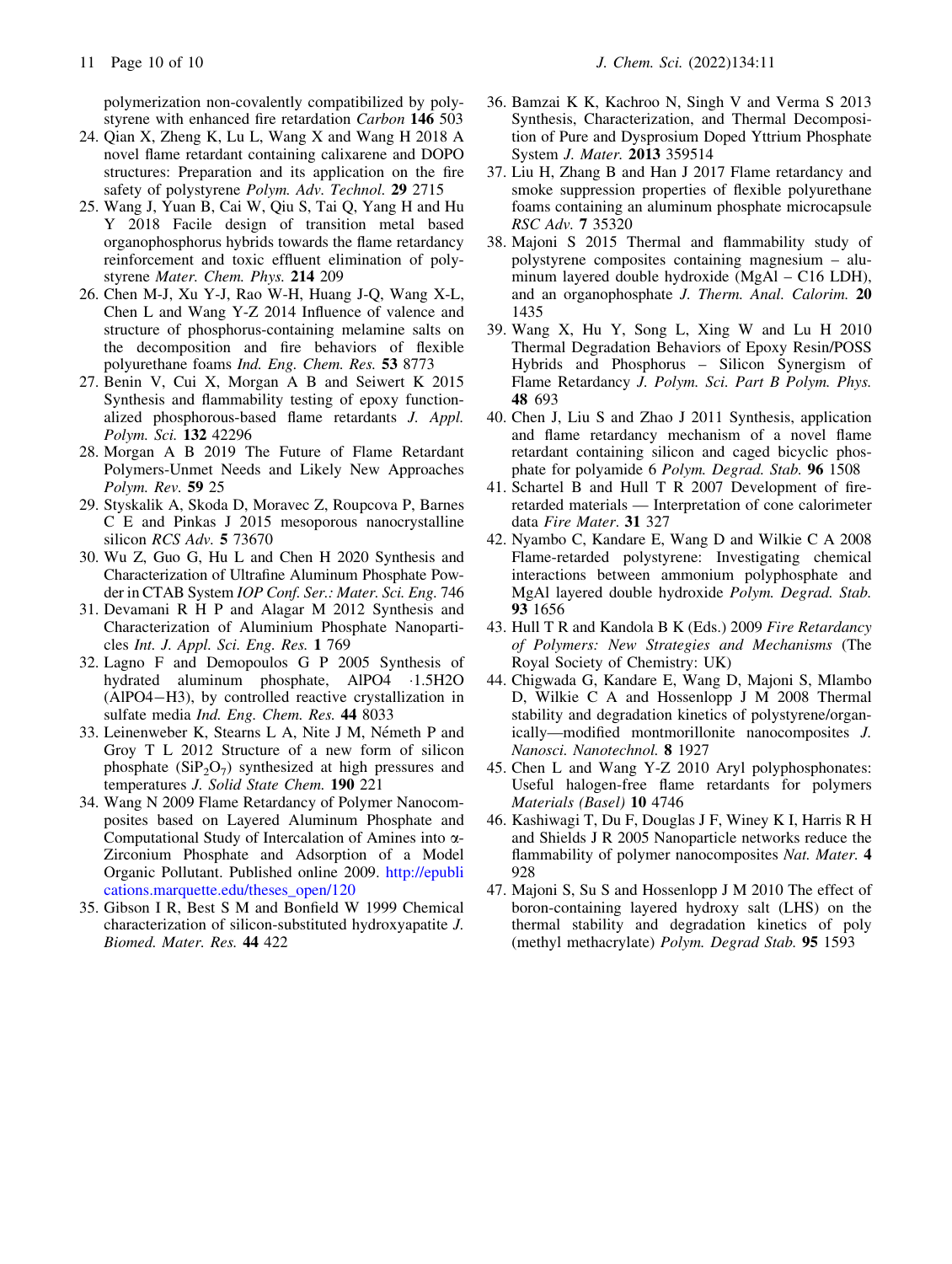polymerization non-covalently compatibilized by polystyrene with enhanced fire retardation *Carbon* **146** 503

24. Qian X, Zheng K, Lu L, Wang X and Wang H 2018 A novel flame retardant containing calixarene and DOPO structures: Preparation and its application on the fire safety of polystyrene *Polym. Adv. Technol.* **29** 2715
25. Wang J, Yuan B, Cai W, Qiu S, Tai Q, Yang H and Hu Y 2018 Facile design of transition metal based organophosphorus hybrids towards the flame retardancy reinforcement and toxic effluent elimination of polystyrene *Mater. Chem. Phys.* **214** 209
26. Chen M-J, Xu Y-J, Rao W-H, Huang J-Q, Wang X-L, Chen L and Wang Y-Z 2014 Influence of valence and structure of phosphorus-containing melamine salts on the decomposition and fire behaviors of flexible polyurethane foams *Ind. Eng. Chem. Res.* **53** 8773
27. Benin V, Cui X, Morgan A B and Seiwert K 2015 Synthesis and flammability testing of epoxy functionalized phosphorous-based flame retardants *J. Appl. Polym. Sci.* **132** 42296
28. Morgan A B 2019 The Future of Flame Retardant Polymers-Unmet Needs and Likely New Approaches *Polym. Rev.* **59** 25
29. Styskalik A, Skoda D, Moravec Z, Roupcova P, Barnes C E and Pinkas J 2015 mesoporous nanocrystalline silicon *RCS Adv.* **5** 73670
30. Wu Z, Guo G, Hu L and Chen H 2020 Synthesis and Characterization of Ultrafine Aluminum Phosphate Powder in CTAB System *IOP Conf. Ser.: Mater. Sci. Eng.* 746
31. Devamani R H P and Alagar M 2012 Synthesis and Characterization of Aluminium Phosphate Nanoparticles *Int. J. Appl. Sci. Eng. Res.* **1** 769
32. Lagno F and Demopoulos G P 2005 Synthesis of hydrated aluminum phosphate, AlPO4 ·1.5H2O (AlPO4−H3), by controlled reactive crystallization in sulfate media *Ind. Eng. Chem. Res.* **44** 8033
33. Leinenweber K, Stearns L A, Nite J M, Németh P and Groy T L 2012 Structure of a new form of silicon phosphate ($SiP_2O_7$) synthesized at high pressures and temperatures *J. Solid State Chem.* **190** 221
34. Wang N 2009 Flame Retardancy of Polymer Nanocomposites based on Layered Aluminum Phosphate and Computational Study of Intercalation of Amines into α-Zirconium Phosphate and Adsorption of a Model Organic Pollutant. Published online 2009. http://epublications.marquette.edu/theses_open/120
35. Gibson I R, Best S M and Bonfield W 1999 Chemical characterization of silicon-substituted hydroxyapatite *J. Biomed. Mater. Res.* **44** 422
36. Bamzai K K, Kachroo N, Singh V and Verma S 2013 Synthesis, Characterization, and Thermal Decomposition of Pure and Dysprosium Doped Yttrium Phosphate System *J. Mater.* **2013** 359514
37. Liu H, Zhang B and Han J 2017 Flame retardancy and smoke suppression properties of flexible polyurethane foams containing an aluminum phosphate microcapsule *RSC Adv.* **7** 35320
38. Majoni S 2015 Thermal and flammability study of polystyrene composites containing magnesium – aluminum layered double hydroxide (MgAl – C16 LDH), and an organophosphate *J. Therm. Anal. Calorim.* **20** 1435
39. Wang X, Hu Y, Song L, Xing W and Lu H 2010 Thermal Degradation Behaviors of Epoxy Resin/POSS Hybrids and Phosphorus – Silicon Synergism of Flame Retardancy *J. Polym. Sci. Part B Polym. Phys.* **48** 693
40. Chen J, Liu S and Zhao J 2011 Synthesis, application and flame retardancy mechanism of a novel flame retardant containing silicon and caged bicyclic phosphate for polyamide 6 *Polym. Degrad. Stab.* **96** 1508
41. Schartel B and Hull T R 2007 Development of fire-retarded materials — Interpretation of cone calorimeter data *Fire Mater.* **31** 327
42. Nyambo C, Kandare E, Wang D and Wilkie C A 2008 Flame-retarded polystyrene: Investigating chemical interactions between ammonium polyphosphate and MgAl layered double hydroxide *Polym. Degrad. Stab.* **93** 1656
43. Hull T R and Kandola B K (Eds.) 2009 *Fire Retardancy of Polymers: New Strategies and Mechanisms* (The Royal Society of Chemistry: UK)
44. Chigwada G, Kandare E, Wang D, Majoni S, Mlambo D, Wilkie C A and Hossenlopp J M 2008 Thermal stability and degradation kinetics of polystyrene/organically—modified montmorillonite nanocomposites *J. Nanosci. Nanotechnol.* **8** 1927
45. Chen L and Wang Y-Z 2010 Aryl polyphosphonates: Useful halogen-free flame retardants for polymers *Materials (Basel)* **10** 4746
46. Kashiwagi T, Du F, Douglas J F, Winey K I, Harris R H and Shields J R 2005 Nanoparticle networks reduce the flammability of polymer nanocomposites *Nat. Mater.* **4** 928
47. Majoni S, Su S and Hossenlopp J M 2010 The effect of boron-containing layered hydroxy salt (LHS) on the thermal stability and degradation kinetics of poly (methyl methacrylate) *Polym. Degrad Stab.* **95** 1593